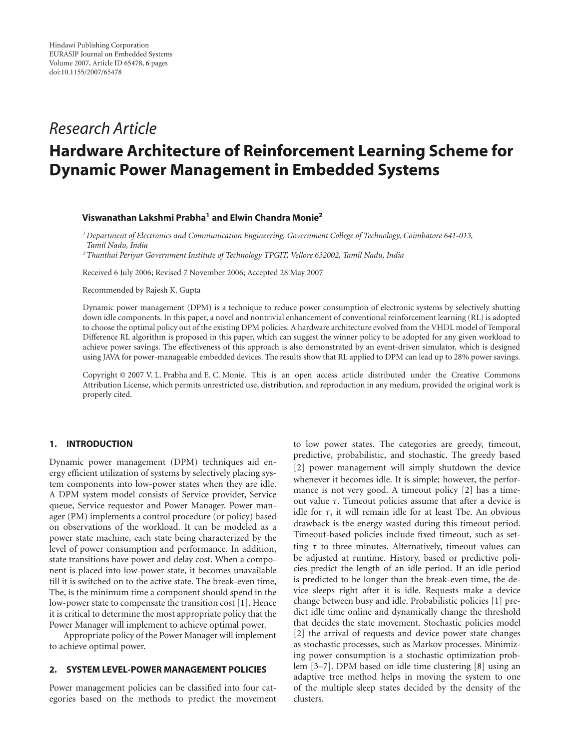Hindawi Publishing Corporation
EURASIP Journal on Embedded Systems
Volume 2007, Article ID 65478, 6 pages
doi:10.1155/2007/65478

*Research Article*

# Hardware Architecture of Reinforcement Learning Scheme for Dynamic Power Management in Embedded Systems

**Viswanathan Lakshmi Prabha[1] and Elwin Chandra Monie[2]**

[1] *Department of Electronics and Communication Engineering, Government College of Technology, Coimbatore 641-013, Tamil Nadu, India*

[2] *Thanthai Periyar Government Institute of Technology TPGIT, Vellore 632002, Tamil Nadu, India*

Received 6 July 2006; Revised 7 November 2006; Accepted 28 May 2007

Recommended by Rajesh K. Gupta

Dynamic power management (DPM) is a technique to reduce power consumption of electronic systems by selectively shutting down idle components. In this paper, a novel and nontrivial enhancement of conventional reinforcement learning (RL) is adopted to choose the optimal policy out of the existing DPM policies. A hardware architecture evolved from the VHDL model of Temporal Difference RL algorithm is proposed in this paper, which can suggest the winner policy to be adopted for any given workload to achieve power savings. The effectiveness of this approach is also demonstrated by an event-driven simulator, which is designed using JAVA for power-manageable embedded devices. The results show that RL applied to DPM can lead up to 28% power savings.

Copyright © 2007 V. L. Prabha and E. C. Monie. This is an open access article distributed under the Creative Commons Attribution License, which permits unrestricted use, distribution, and reproduction in any medium, provided the original work is properly cited.

## 1. INTRODUCTION

Dynamic power management (DPM) techniques aid energy efficient utilization of systems by selectively placing system components into low-power states when they are idle. A DPM system model consists of Service provider, Service queue, Service requestor and Power Manager. Power manager (PM) implements a control procedure (or policy) based on observations of the workload. It can be modeled as a power state machine, each state being characterized by the level of power consumption and performance. In addition, state transitions have power and delay cost. When a component is placed into low-power state, it becomes unavailable till it is switched on to the active state. The break-even time, Tbe, is the minimum time a component should spend in the low-power state to compensate the transition cost [1]. Hence it is critical to determine the most appropriate policy that the Power Manager will implement to achieve optimal power.

Appropriate policy of the Power Manager will implement to achieve optimal power.

## 2. SYSTEM LEVEL-POWER MANAGEMENT POLICIES

Power management policies can be classified into four categories based on the methods to predict the movement to low power states. The categories are greedy, timeout, predictive, probabilistic, and stochastic. The greedy based [2] power management will simply shutdown the device whenever it becomes idle. It is simple; however, the performance is not very good. A timeout policy [2] has a timeout value $\tau$. Timeout policies assume that after a device is idle for $\tau$, it will remain idle for at least Tbe. An obvious drawback is the energy wasted during this timeout period. Timeout-based policies include fixed timeout, such as setting $\tau$ to three minutes. Alternatively, timeout values can be adjusted at runtime. History, based or predictive policies predict the length of an idle period. If an idle period is predicted to be longer than the break-even time, the device sleeps right after it is idle. Requests make a device change between busy and idle. Probabilistic policies [1] predict idle time online and dynamically change the threshold that decides the state movement. Stochastic policies model [2] the arrival of requests and device power state changes as stochastic processes, such as Markov processes. Minimizing power consumption is a stochastic optimization problem [3–7]. DPM based on idle time clustering [8] using an adaptive tree method helps in moving the system to one of the multiple sleep states decided by the density of the clusters.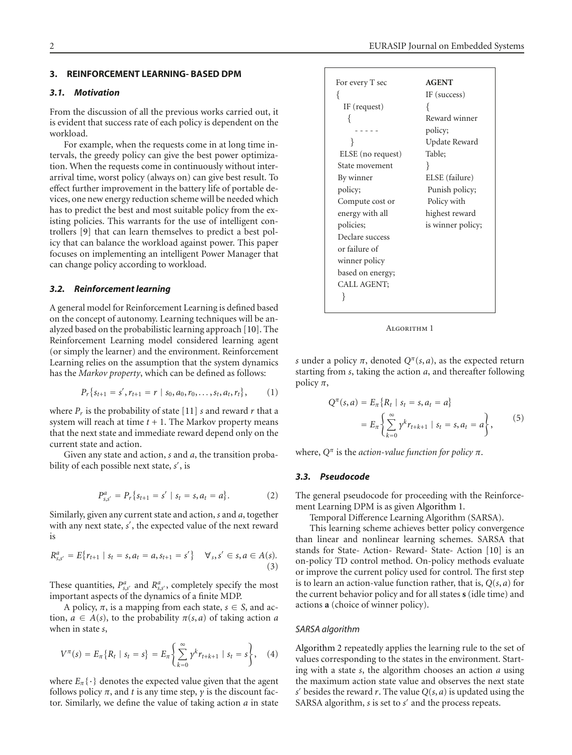## 3. REINFORCEMENT LEARNING- BASED DPM

### 3.1. Motivation

From the discussion of all the previous works carried out, it is evident that success rate of each policy is dependent on the workload.

For example, when the requests come in at long time intervals, the greedy policy can give the best power optimization. When the requests come in continuously without inter-arrival time, worst policy (always on) can give best result. To effect further improvement in the battery life of portable devices, one new energy reduction scheme will be needed which has to predict the best and most suitable policy from the existing policies. This warrants for the use of intelligent controllers [9] that can learn themselves to predict a best policy that can balance the workload against power. This paper focuses on implementing an intelligent Power Manager that can change policy according to workload.

### 3.2. Reinforcement learning

A general model for Reinforcement Learning is defined based on the concept of autonomy. Learning techniques will be analyzed based on the probabilistic learning approach [10]. The Reinforcement Learning model considered learning agent (or simply the learner) and the environment. Reinforcement Learning relies on the assumption that the system dynamics has the *Markov property*, which can be defined as follows:

$$P_r\{s_{t+1} = s', r_{t+1} = r \mid s_0, a_0, r_0, \ldots, s_t, a_t, r_t\}, \tag{1}$$

where $P_r$ is the probability of state [11] $s$ and reward $r$ that a system will reach at time $t + 1$. The Markov property means that the next state and immediate reward depend only on the current state and action.

Given any state and action, $s$ and $a$, the transition probability of each possible next state, $s'$, is

$$P^a_{s,s'} = P_r\{s_{t+1} = s' \mid s_t = s, a_t = a\}. \tag{2}$$

Similarly, given any current state and action, $s$ and $a$, together with any next state, $s'$, the expected value of the next reward is

$$R^a_{s,s'} = E\{r_{t+1} \mid s_t = s, a_t = a, s_{t+1} = s'\} \quad \forall_s, s' \in s, a \in A(s). \tag{3}$$

These quantities, $P^a_{s,s'}$ and $R^a_{s,s'}$, completely specify the most important aspects of the dynamics of a finite MDP.

A policy, $\pi$, is a mapping from each state, $s \in S$, and action, $a \in A(s)$, to the probability $\pi(s, a)$ of taking action $a$ when in state $s$,

$$V^\pi(s) = E_\pi\{R_t \mid s_t = s\} = E_\pi\left\{\sum_{k=0}^{\infty} \gamma^k r_{t+k+1} \mid s_t = s\right\}, \tag{4}$$

where $E_\pi\{\cdot\}$ denotes the expected value given that the agent follows policy $\pi$, and $t$ is any time step, $\gamma$ is the discount factor. Similarly, we define the value of taking action $a$ in state $s$ under a policy $\pi$, denoted $Q^\pi(s, a)$, as the expected return starting from $s$, taking the action $a$, and thereafter following policy $\pi$,

$$\begin{aligned} Q^\pi(s,a) &= E_\pi\{R_t \mid s_t = s, a_t = a\} \\ &= E_\pi\left\{\sum_{k=0}^{\infty} \gamma^k r_{t+k+1} \mid s_t = s, a_t = a\right\}, \end{aligned} \tag{5}$$

where, $Q^\pi$ is the *action-value function for policy* $\pi$.

```
For every T sec                 AGENT
{                               IF (success)
  IF (request)                  {
   {                            Reward winner
     - - - - -                  policy;
   }                            Update Reward
 ELSE (no request)              Table;
 State movement                 }
 By winner                      ELSE (failure)
 policy;                         Punish policy;
 Compute cost or                 Policy with
 energy with all                highest reward
 policies;                      is winner policy;
 Declare success
 or failure of
 winner policy
 based on energy;
 CALL AGENT;
  }
```

Algorithm 1

### 3.3. Pseudocode

The general pseudocode for proceeding with the Reinforcement Learning DPM is as given Algorithm 1.

Temporal Difference Learning Algorithm (SARSA).

This learning scheme achieves better policy convergence than linear and nonlinear learning schemes. SARSA that stands for State- Action- Reward- State- Action [10] is an on-policy TD control method. On-policy methods evaluate or improve the current policy used for control. The first step is to learn an action-value function rather, that is, $Q(s, a)$ for the current behavior policy and for all states **s** (idle time) and actions **a** (choice of winner policy).

#### SARSA algorithm

Algorithm 2 repeatedly applies the learning rule to the set of values corresponding to the states in the environment. Starting with a state $s$, the algorithm chooses an action $a$ using the maximum action state value and observes the next state $s'$ besides the reward $r$. The value $Q(s, a)$ is updated using the SARSA algorithm, $s$ is set to $s'$ and the process repeats.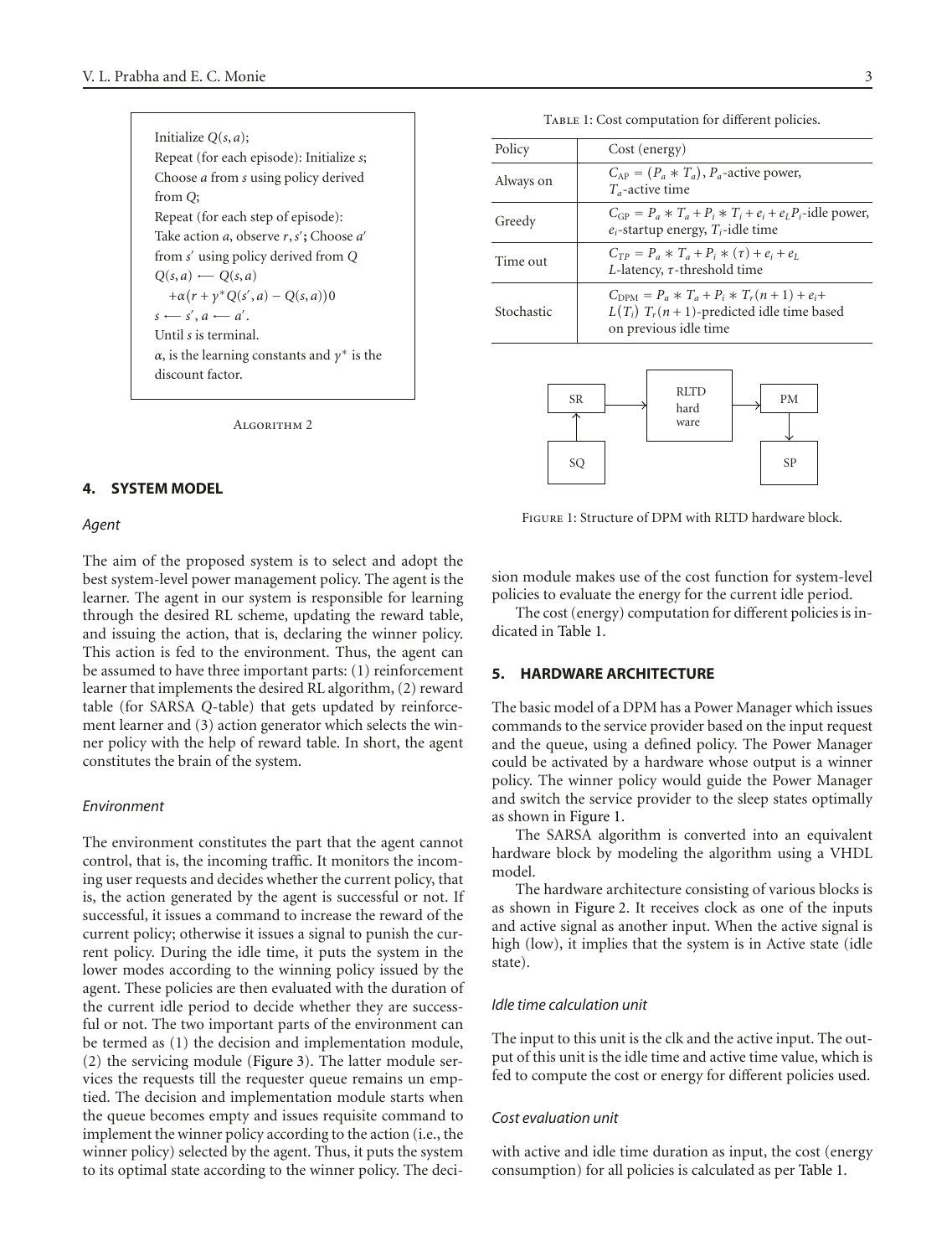Initialize $Q(s, a)$;
Repeat (for each episode): Initialize $s$;
Choose $a$ from $s$ using policy derived from $Q$;
Repeat (for each step of episode):
Take action $a$, observe $r, s'$; Choose $a'$ from $s'$ using policy derived from $Q$
$Q(s, a) \longleftarrow Q(s, a)$
$\quad + \alpha(r + \gamma^* Q(s', a) - Q(s, a))0$
$s \longleftarrow s', a \longleftarrow a'$.
Until $s$ is terminal.
$\alpha$, is the learning constants and $\gamma^*$ is the discount factor.

Algorithm 2

## 4. SYSTEM MODEL

### *Agent*

The aim of the proposed system is to select and adopt the best system-level power management policy. The agent is the learner. The agent in our system is responsible for learning through the desired RL scheme, updating the reward table, and issuing the action, that is, declaring the winner policy. This action is fed to the environment. Thus, the agent can be assumed to have three important parts: (1) reinforcement learner that implements the desired RL algorithm, (2) reward table (for SARSA $Q$-table) that gets updated by reinforcement learner and (3) action generator which selects the winner policy with the help of reward table. In short, the agent constitutes the brain of the system.

### *Environment*

The environment constitutes the part that the agent cannot control, that is, the incoming traffic. It monitors the incoming user requests and decides whether the current policy, that is, the action generated by the agent is successful or not. If successful, it issues a command to increase the reward of the current policy; otherwise it issues a signal to punish the current policy. During the idle time, it puts the system in the lower modes according to the winning policy issued by the agent. These policies are then evaluated with the duration of the current idle period to decide whether they are successful or not. The two important parts of the environment can be termed as (1) the decision and implementation module, (2) the servicing module (Figure 3). The latter module services the requests till the requester queue remains un emptied. The decision and implementation module starts when the queue becomes empty and issues requisite command to implement the winner policy according to the action (i.e., the winner policy) selected by the agent. Thus, it puts the system to its optimal state according to the winner policy. The decision module makes use of the cost function for system-level policies to evaluate the energy for the current idle period.

The cost (energy) computation for different policies is indicated in Table 1.

Table 1: Cost computation for different policies.

| Policy | Cost (energy) |
|---|---|
| Always on | $C_{AP} = (P_a * T_a)$, $P_a$-active power, $T_a$-active time |
| Greedy | $C_{GP} = P_a * T_a + P_i * T_i + e_i + e_L P_i$-idle power, $e_i$-startup energy, $T_i$-idle time |
| Time out | $C_{TP} = P_a * T_a + P_i * (\tau) + e_i + e_L$ $L$-latency, $\tau$-threshold time |
| Stochastic | $C_{DPM} = P_a * T_a + P_i * T_r(n+1) + e_i +$ $L(T_i)$ $T_r(n+1)$-predicted idle time based on previous idle time |

Figure 1: Structure of DPM with RLTD hardware block.

## 5. HARDWARE ARCHITECTURE

The basic model of a DPM has a Power Manager which issues commands to the service provider based on the input request and the queue, using a defined policy. The Power Manager could be activated by a hardware whose output is a winner policy. The winner policy would guide the Power Manager and switch the service provider to the sleep states optimally as shown in Figure 1.

The SARSA algorithm is converted into an equivalent hardware block by modeling the algorithm using a VHDL model.

The hardware architecture consisting of various blocks is as shown in Figure 2. It receives clock as one of the inputs and active signal as another input. When the active signal is high (low), it implies that the system is in Active state (idle state).

### *Idle time calculation unit*

The input to this unit is the clk and the active input. The output of this unit is the idle time and active time value, which is fed to compute the cost or energy for different policies used.

### *Cost evaluation unit*

with active and idle time duration as input, the cost (energy consumption) for all policies is calculated as per Table 1.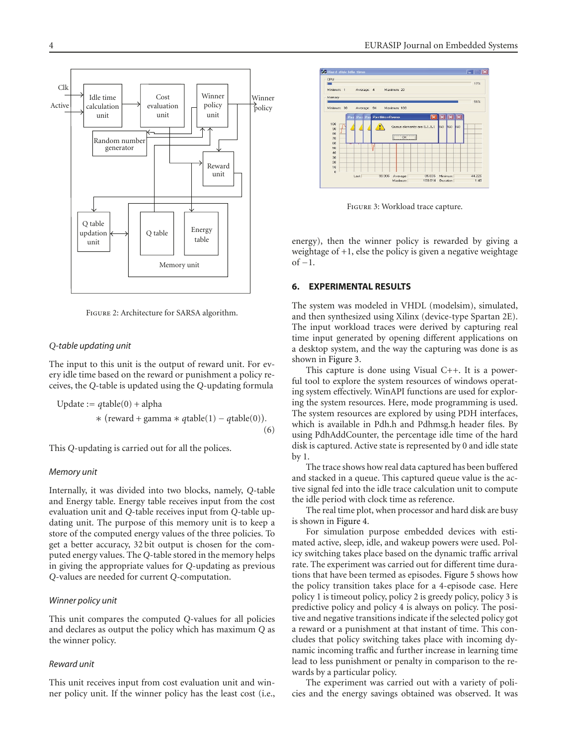FIGURE 2: Architecture for SARSA algorithm.

*Q-table updating unit*

The input to this unit is the output of reward unit. For every idle time based on the reward or punishment a policy receives, the $Q$-table is updated using the $Q$-updating formula

$$\text{Update} := q\text{table}(0) + \text{alpha} * (\text{reward} + \text{gamma} * q\text{table}(1) - q\text{table}(0)). \tag{6}$$

This $Q$-updating is carried out for all the polices.

*Memory unit*

Internally, it was divided into two blocks, namely, $Q$-table and Energy table. Energy table receives input from the cost evaluation unit and $Q$-table receives input from $Q$-table updating unit. The purpose of this memory unit is to keep a store of the computed energy values of the three policies. To get a better accuracy, 32 bit output is chosen for the computed energy values. The $Q$-table stored in the memory helps in giving the appropriate values for $Q$-updating as previous $Q$-values are needed for current $Q$-computation.

*Winner policy unit*

This unit compares the computed $Q$-values for all policies and declares as output the policy which has maximum $Q$ as the winner policy.

*Reward unit*

This unit receives input from cost evaluation unit and winner policy unit. If the winner policy has the least cost (i.e., energy), then the winner policy is rewarded by giving a weightage of +1, else the policy is given a negative weightage of −1.

FIGURE 3: Workload trace capture.

## 6. EXPERIMENTAL RESULTS

The system was modeled in VHDL (modelsim), simulated, and then synthesized using Xilinx (device-type Spartan 2E). The input workload traces were derived by capturing real time input generated by opening different applications on a desktop system, and the way the capturing was done is as shown in Figure 3.

This capture is done using Visual C++. It is a powerful tool to explore the system resources of windows operating system effectively. WinAPI functions are used for exploring the system resources. Here, mode programming is used. The system resources are explored by using PDH interfaces, which is available in Pdh.h and Pdhmsg.h header files. By using PdhAddCounter, the percentage idle time of the hard disk is captured. Active state is represented by 0 and idle state by 1.

The trace shows how real data captured has been buffered and stacked in a queue. This captured queue value is the active signal fed into the idle trace calculation unit to compute the idle period with clock time as reference.

The real time plot, when processor and hard disk are busy is shown in Figure 4.

For simulation purpose embedded devices with estimated active, sleep, idle, and wakeup powers were used. Policy switching takes place based on the dynamic traffic arrival rate. The experiment was carried out for different time durations that have been termed as episodes. Figure 5 shows how the policy transition takes place for a 4-episode case. Here policy 1 is timeout policy, policy 2 is greedy policy, policy 3 is predictive policy and policy 4 is always on policy. The positive and negative transitions indicate if the selected policy got a reward or a punishment at that instant of time. This concludes that policy switching takes place with incoming dynamic incoming traffic and further increase in learning time lead to less punishment or penalty in comparison to the rewards by a particular policy.

The experiment was carried out with a variety of policies and the energy savings obtained was observed. It was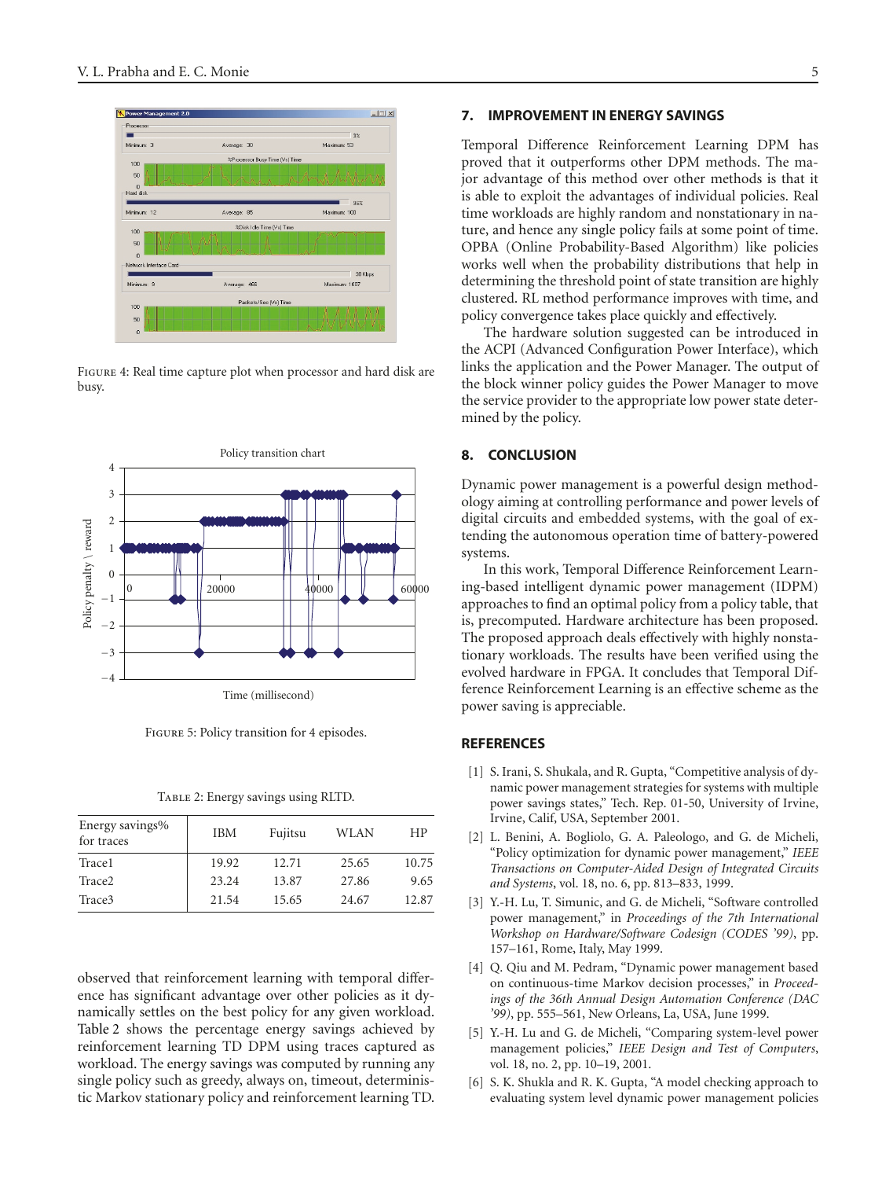Figure 4: Real time capture plot when processor and hard disk are busy.

Figure 5: Policy transition for 4 episodes.

Table 2: Energy savings using RLTD.

| Energy savings% for traces | IBM | Fujitsu | WLAN | HP |
|---|---|---|---|---|
| Trace1 | 19.92 | 12.71 | 25.65 | 10.75 |
| Trace2 | 23.24 | 13.87 | 27.86 | 9.65 |
| Trace3 | 21.54 | 15.65 | 24.67 | 12.87 |

observed that reinforcement learning with temporal difference has significant advantage over other policies as it dynamically settles on the best policy for any given workload. Table 2 shows the percentage energy savings achieved by reinforcement learning TD DPM using traces captured as workload. The energy savings was computed by running any single policy such as greedy, always on, timeout, deterministic Markov stationary policy and reinforcement learning TD.

## 7. IMPROVEMENT IN ENERGY SAVINGS

Temporal Difference Reinforcement Learning DPM has proved that it outperforms other DPM methods. The major advantage of this method over other methods is that it is able to exploit the advantages of individual policies. Real time workloads are highly random and nonstationary in nature, and hence any single policy fails at some point of time. OPBA (Online Probability-Based Algorithm) like policies works well when the probability distributions that help in determining the threshold point of state transition are highly clustered. RL method performance improves with time, and policy convergence takes place quickly and effectively.

The hardware solution suggested can be introduced in the ACPI (Advanced Configuration Power Interface), which links the application and the Power Manager. The output of the block winner policy guides the Power Manager to move the service provider to the appropriate low power state determined by the policy.

## 8. CONCLUSION

Dynamic power management is a powerful design methodology aiming at controlling performance and power levels of digital circuits and embedded systems, with the goal of extending the autonomous operation time of battery-powered systems.

In this work, Temporal Difference Reinforcement Learning-based intelligent dynamic power management (IDPM) approaches to find an optimal policy from a policy table, that is, precomputed. Hardware architecture has been proposed. The proposed approach deals effectively with highly nonstationary workloads. The results have been verified using the evolved hardware in FPGA. It concludes that Temporal Difference Reinforcement Learning is an effective scheme as the power saving is appreciable.

## REFERENCES

[1] S. Irani, S. Shukala, and R. Gupta, "Competitive analysis of dynamic power management strategies for systems with multiple power savings states," Tech. Rep. 01-50, University of Irvine, Irvine, Calif, USA, September 2001.

[2] L. Benini, A. Bogliolo, G. A. Paleologo, and G. de Micheli, "Policy optimization for dynamic power management," *IEEE Transactions on Computer-Aided Design of Integrated Circuits and Systems*, vol. 18, no. 6, pp. 813–833, 1999.

[3] Y.-H. Lu, T. Simunic, and G. de Micheli, "Software controlled power management," in *Proceedings of the 7th International Workshop on Hardware/Software Codesign (CODES '99)*, pp. 157–161, Rome, Italy, May 1999.

[4] Q. Qiu and M. Pedram, "Dynamic power management based on continuous-time Markov decision processes," in *Proceedings of the 36th Annual Design Automation Conference (DAC '99)*, pp. 555–561, New Orleans, La, USA, June 1999.

[5] Y.-H. Lu and G. de Micheli, "Comparing system-level power management policies," *IEEE Design and Test of Computers*, vol. 18, no. 2, pp. 10–19, 2001.

[6] S. K. Shukla and R. K. Gupta, "A model checking approach to evaluating system level dynamic power management policies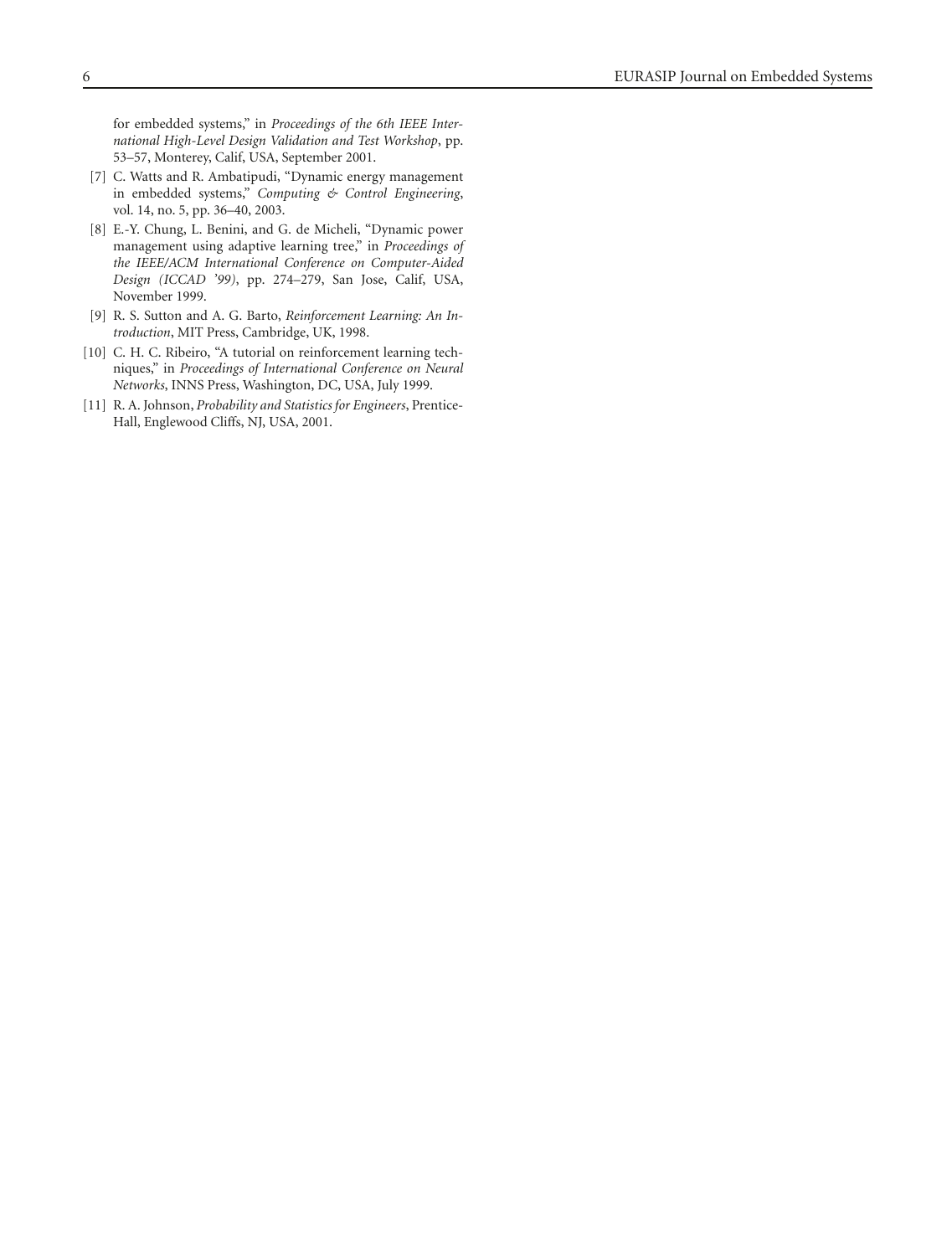for embedded systems," in *Proceedings of the 6th IEEE International High-Level Design Validation and Test Workshop*, pp. 53–57, Monterey, Calif, USA, September 2001.

[7] C. Watts and R. Ambatipudi, "Dynamic energy management in embedded systems," *Computing & Control Engineering*, vol. 14, no. 5, pp. 36–40, 2003.

[8] E.-Y. Chung, L. Benini, and G. de Micheli, "Dynamic power management using adaptive learning tree," in *Proceedings of the IEEE/ACM International Conference on Computer-Aided Design (ICCAD '99)*, pp. 274–279, San Jose, Calif, USA, November 1999.

[9] R. S. Sutton and A. G. Barto, *Reinforcement Learning: An Introduction*, MIT Press, Cambridge, UK, 1998.

[10] C. H. C. Ribeiro, "A tutorial on reinforcement learning techniques," in *Proceedings of International Conference on Neural Networks*, INNS Press, Washington, DC, USA, July 1999.

[11] R. A. Johnson, *Probability and Statistics for Engineers*, Prentice-Hall, Englewood Cliffs, NJ, USA, 2001.